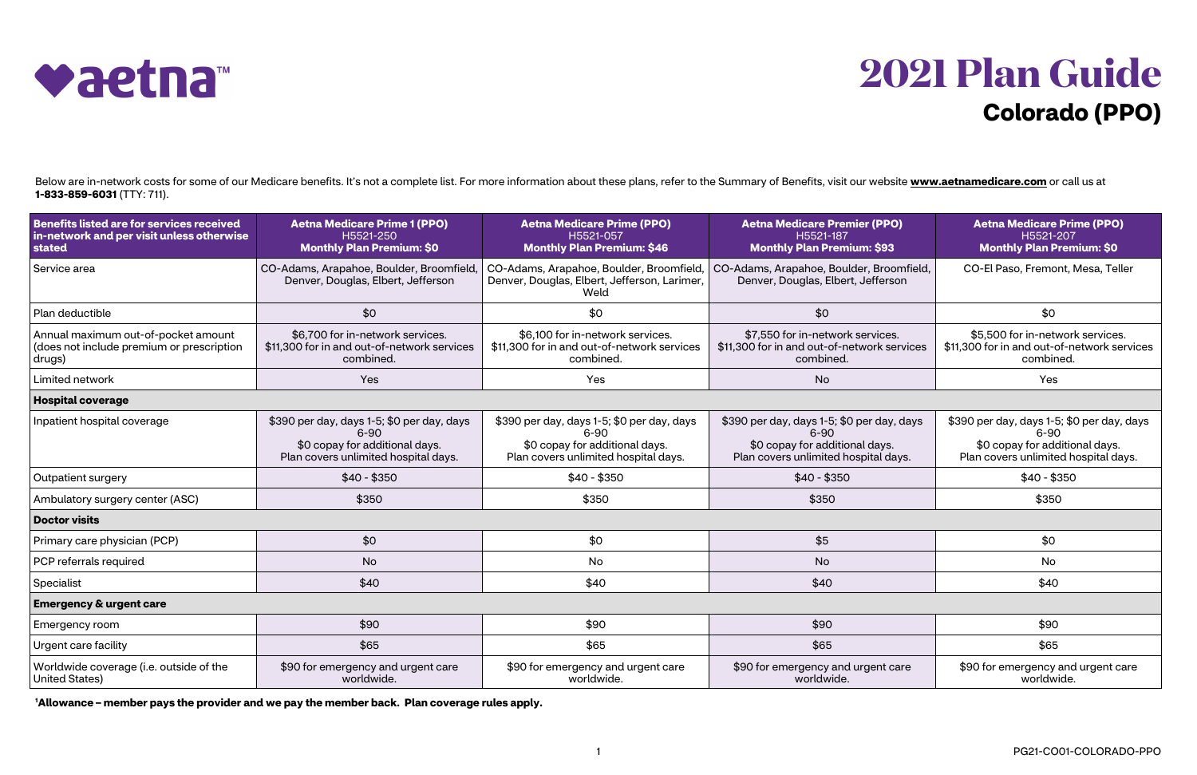# 2021 Plan Guide

## Colorado (PPO)

Below are in-network costs for some of our Medicare benefits. It's not a complete list. For more information about these plans, refer to the Summary of Benefits, visit our website **www.aetnamedicare.com** or call us at **1-833-859-6031** (TTY: 711).

| Benefits listed are for services received in-network and per visit unless otherwise stated | Aetna Medicare Prime 1 (PPO) H5521-250 Monthly Plan Premium: $0 | Aetna Medicare Prime (PPO) H5521-057 Monthly Plan Premium: $46 | Aetna Medicare Premier (PPO) H5521-187 Monthly Plan Premium: $93 | Aetna Medicare Prime (PPO) H5521-207 Monthly Plan Premium: $0 |
|---|---|---|---|---|
| Service area | CO-Adams, Arapahoe, Boulder, Broomfield, Denver, Douglas, Elbert, Jefferson | CO-Adams, Arapahoe, Boulder, Broomfield, Denver, Douglas, Elbert, Jefferson, Larimer, Weld | CO-Adams, Arapahoe, Boulder, Broomfield, Denver, Douglas, Elbert, Jefferson | CO-El Paso, Fremont, Mesa, Teller |
| Plan deductible | $0 | $0 | $0 | $0 |
| Annual maximum out-of-pocket amount (does not include premium or prescription drugs) | $6,700 for in-network services. $11,300 for in and out-of-network services combined. | $6,100 for in-network services. $11,300 for in and out-of-network services combined. | $7,550 for in-network services. $11,300 for in and out-of-network services combined. | $5,500 for in-network services. $11,300 for in and out-of-network services combined. |
| Limited network | Yes | Yes | No | Yes |
| **Hospital coverage** | | | | |
| Inpatient hospital coverage | $390 per day, days 1-5; $0 per day, days 6-90 $0 copay for additional days. Plan covers unlimited hospital days. | $390 per day, days 1-5; $0 per day, days 6-90 $0 copay for additional days. Plan covers unlimited hospital days. | $390 per day, days 1-5; $0 per day, days 6-90 $0 copay for additional days. Plan covers unlimited hospital days. | $390 per day, days 1-5; $0 per day, days 6-90 $0 copay for additional days. Plan covers unlimited hospital days. |
| Outpatient surgery | $40 - $350 | $40 - $350 | $40 - $350 | $40 - $350 |
| Ambulatory surgery center (ASC) | $350 | $350 | $350 | $350 |
| **Doctor visits** | | | | |
| Primary care physician (PCP) | $0 | $0 | $5 | $0 |
| PCP referrals required | No | No | No | No |
| Specialist | $40 | $40 | $40 | $40 |
| **Emergency & urgent care** | | | | |
| Emergency room | $90 | $90 | $90 | $90 |
| Urgent care facility | $65 | $65 | $65 | $65 |
| Worldwide coverage (i.e. outside of the United States) | $90 for emergency and urgent care worldwide. | $90 for emergency and urgent care worldwide. | $90 for emergency and urgent care worldwide. | $90 for emergency and urgent care worldwide. |

**[1]Allowance – member pays the provider and we pay the member back. Plan coverage rules apply.**

PG21-CO01-COLORADO-PPO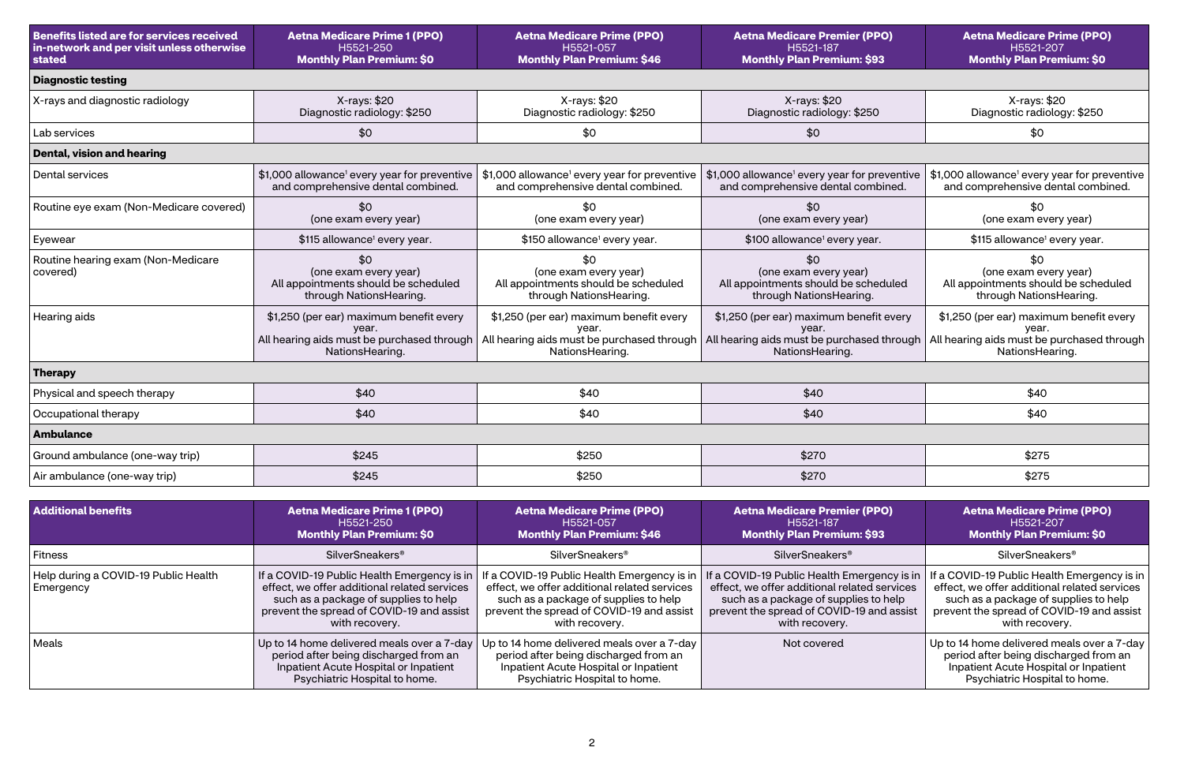| Benefits listed are for services received in-network and per visit unless otherwise stated | Aetna Medicare Prime 1 (PPO) H5521-250 Monthly Plan Premium: $0 | Aetna Medicare Prime (PPO) H5521-057 Monthly Plan Premium: $46 | Aetna Medicare Premier (PPO) H5521-187 Monthly Plan Premium: $93 | Aetna Medicare Prime (PPO) H5521-207 Monthly Plan Premium: $0 |
|---|---|---|---|---|
| **Diagnostic testing** | | | | |
| X-rays and diagnostic radiology | X-rays: $20 Diagnostic radiology: $250 | X-rays: $20 Diagnostic radiology: $250 | X-rays: $20 Diagnostic radiology: $250 | X-rays: $20 Diagnostic radiology: $250 |
| Lab services | $0 | $0 | $0 | $0 |
| **Dental, vision and hearing** | | | | |
| Dental services | $1,000 allowance[1] every year for preventive and comprehensive dental combined. | $1,000 allowance[1] every year for preventive and comprehensive dental combined. | $1,000 allowance[1] every year for preventive and comprehensive dental combined. | $1,000 allowance[1] every year for preventive and comprehensive dental combined. |
| Routine eye exam (Non-Medicare covered) | $0 (one exam every year) | $0 (one exam every year) | $0 (one exam every year) | $0 (one exam every year) |
| Eyewear | $115 allowance[1] every year. | $150 allowance[1] every year. | $100 allowance[1] every year. | $115 allowance[1] every year. |
| Routine hearing exam (Non-Medicare covered) | $0 (one exam every year) All appointments should be scheduled through NationsHearing. | $0 (one exam every year) All appointments should be scheduled through NationsHearing. | $0 (one exam every year) All appointments should be scheduled through NationsHearing. | $0 (one exam every year) All appointments should be scheduled through NationsHearing. |
| Hearing aids | $1,250 (per ear) maximum benefit every year. All hearing aids must be purchased through NationsHearing. | $1,250 (per ear) maximum benefit every year. All hearing aids must be purchased through NationsHearing. | $1,250 (per ear) maximum benefit every year. All hearing aids must be purchased through NationsHearing. | $1,250 (per ear) maximum benefit every year. All hearing aids must be purchased through NationsHearing. |
| **Therapy** | | | | |
| Physical and speech therapy | $40 | $40 | $40 | $40 |
| Occupational therapy | $40 | $40 | $40 | $40 |
| **Ambulance** | | | | |
| Ground ambulance (one-way trip) | $245 | $250 | $270 | $275 |
| Air ambulance (one-way trip) | $245 | $250 | $270 | $275 |

| Additional benefits | Aetna Medicare Prime 1 (PPO) H5521-250 Monthly Plan Premium: $0 | Aetna Medicare Prime (PPO) H5521-057 Monthly Plan Premium: $46 | Aetna Medicare Premier (PPO) H5521-187 Monthly Plan Premium: $93 | Aetna Medicare Prime (PPO) H5521-207 Monthly Plan Premium: $0 |
|---|---|---|---|---|
| Fitness | SilverSneakers® | SilverSneakers® | SilverSneakers® | SilverSneakers® |
| Help during a COVID-19 Public Health Emergency | If a COVID-19 Public Health Emergency is in effect, we offer additional related services such as a package of supplies to help prevent the spread of COVID-19 and assist with recovery. | If a COVID-19 Public Health Emergency is in effect, we offer additional related services such as a package of supplies to help prevent the spread of COVID-19 and assist with recovery. | If a COVID-19 Public Health Emergency is in effect, we offer additional related services such as a package of supplies to help prevent the spread of COVID-19 and assist with recovery. | If a COVID-19 Public Health Emergency is in effect, we offer additional related services such as a package of supplies to help prevent the spread of COVID-19 and assist with recovery. |
| Meals | Up to 14 home delivered meals over a 7-day period after being discharged from an Inpatient Acute Hospital or Inpatient Psychiatric Hospital to home. | Up to 14 home delivered meals over a 7-day period after being discharged from an Inpatient Acute Hospital or Inpatient Psychiatric Hospital to home. | Not covered | Up to 14 home delivered meals over a 7-day period after being discharged from an Inpatient Acute Hospital or Inpatient Psychiatric Hospital to home. |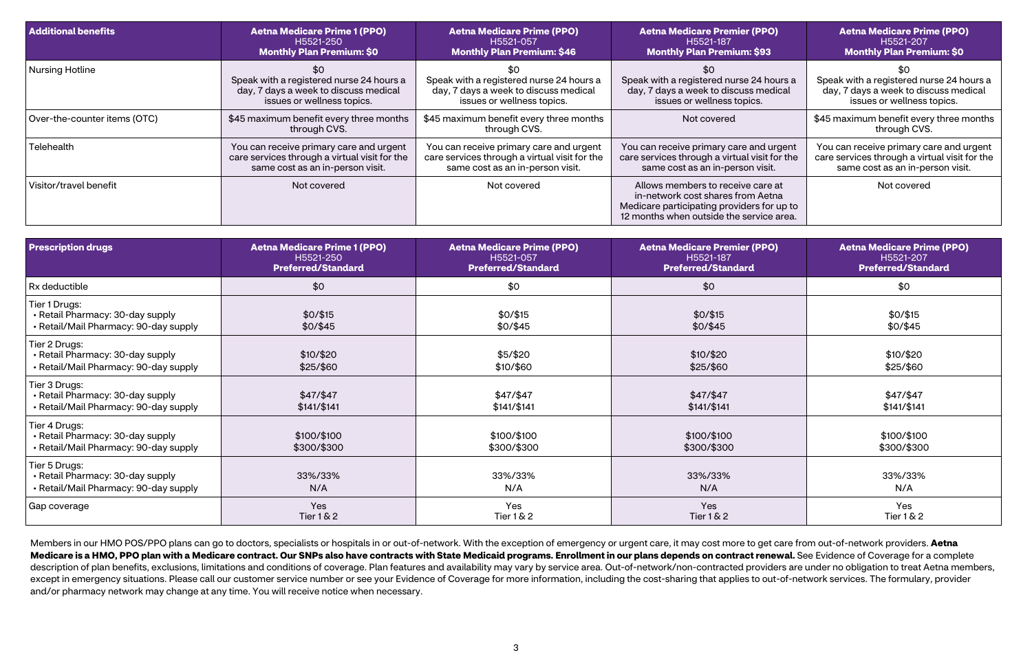| Additional benefits | Aetna Medicare Prime 1 (PPO) H5521-250 **Monthly Plan Premium: $0** | Aetna Medicare Prime (PPO) H5521-057 **Monthly Plan Premium: $46** | Aetna Medicare Premier (PPO) H5521-187 **Monthly Plan Premium: $93** | Aetna Medicare Prime (PPO) H5521-207 **Monthly Plan Premium: $0** |
|---|---|---|---|---|
| Nursing Hotline | $0 Speak with a registered nurse 24 hours a day, 7 days a week to discuss medical issues or wellness topics. | $0 Speak with a registered nurse 24 hours a day, 7 days a week to discuss medical issues or wellness topics. | $0 Speak with a registered nurse 24 hours a day, 7 days a week to discuss medical issues or wellness topics. | $0 Speak with a registered nurse 24 hours a day, 7 days a week to discuss medical issues or wellness topics. |
| Over-the-counter items (OTC) | $45 maximum benefit every three months through CVS. | $45 maximum benefit every three months through CVS. | Not covered | $45 maximum benefit every three months through CVS. |
| Telehealth | You can receive primary care and urgent care services through a virtual visit for the same cost as an in-person visit. | You can receive primary care and urgent care services through a virtual visit for the same cost as an in-person visit. | You can receive primary care and urgent care services through a virtual visit for the same cost as an in-person visit. | You can receive primary care and urgent care services through a virtual visit for the same cost as an in-person visit. |
| Visitor/travel benefit | Not covered | Not covered | Allows members to receive care at in-network cost shares from Aetna Medicare participating providers for up to 12 months when outside the service area. | Not covered |

| Prescription drugs | Aetna Medicare Prime 1 (PPO) H5521-250 **Preferred/Standard** | Aetna Medicare Prime (PPO) H5521-057 **Preferred/Standard** | Aetna Medicare Premier (PPO) H5521-187 **Preferred/Standard** | Aetna Medicare Prime (PPO) H5521-207 **Preferred/Standard** |
|---|---|---|---|---|
| Rx deductible | $0 | $0 | $0 | $0 |
| Tier 1 Drugs:<br>• Retail Pharmacy: 30-day supply<br>• Retail/Mail Pharmacy: 90-day supply | $0/$15<br>$0/$45 | $0/$15<br>$0/$45 | $0/$15<br>$0/$45 | $0/$15<br>$0/$45 |
| Tier 2 Drugs:<br>• Retail Pharmacy: 30-day supply<br>• Retail/Mail Pharmacy: 90-day supply | $10/$20<br>$25/$60 | $5/$20<br>$10/$60 | $10/$20<br>$25/$60 | $10/$20<br>$25/$60 |
| Tier 3 Drugs:<br>• Retail Pharmacy: 30-day supply<br>• Retail/Mail Pharmacy: 90-day supply | $47/$47<br>$141/$141 | $47/$47<br>$141/$141 | $47/$47<br>$141/$141 | $47/$47<br>$141/$141 |
| Tier 4 Drugs:<br>• Retail Pharmacy: 30-day supply<br>• Retail/Mail Pharmacy: 90-day supply | $100/$100<br>$300/$300 | $100/$100<br>$300/$300 | $100/$100<br>$300/$300 | $100/$100<br>$300/$300 |
| Tier 5 Drugs:<br>• Retail Pharmacy: 30-day supply<br>• Retail/Mail Pharmacy: 90-day supply | 33%/33%<br>N/A | 33%/33%<br>N/A | 33%/33%<br>N/A | 33%/33%<br>N/A |
| Gap coverage | Yes<br>Tier 1 & 2 | Yes<br>Tier 1 & 2 | Yes<br>Tier 1 & 2 | Yes<br>Tier 1 & 2 |

Members in our HMO POS/PPO plans can go to doctors, specialists or hospitals in or out-of-network. With the exception of emergency or urgent care, it may cost more to get care from out-of-network providers. **Aetna Medicare is a HMO, PPO plan with a Medicare contract. Our SNPs also have contracts with State Medicaid programs. Enrollment in our plans depends on contract renewal.** See Evidence of Coverage for a complete description of plan benefits, exclusions, limitations and conditions of coverage. Plan features and availability may vary by service area. Out-of-network/non-contracted providers are under no obligation to treat Aetna members, except in emergency situations. Please call our customer service number or see your Evidence of Coverage for more information, including the cost-sharing that applies to out-of-network services. The formulary, provider and/or pharmacy network may change at any time. You will receive notice when necessary.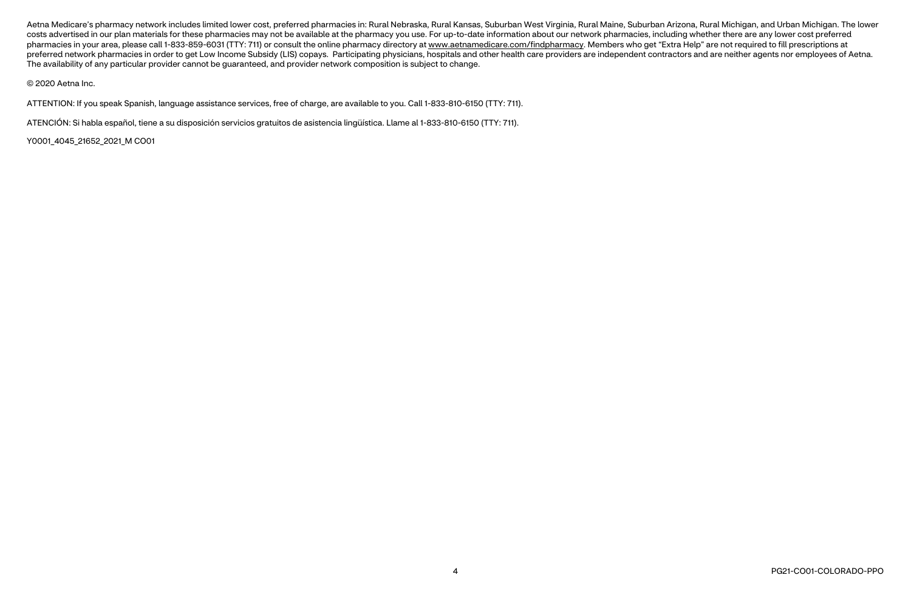Aetna Medicare's pharmacy network includes limited lower cost, preferred pharmacies in: Rural Nebraska, Rural Kansas, Suburban West Virginia, Rural Maine, Suburban Arizona, Rural Michigan, and Urban Michigan. The lower costs advertised in our plan materials for these pharmacies may not be available at the pharmacy you use. For up-to-date information about our network pharmacies, including whether there are any lower cost preferred pharmacies in your area, please call 1-833-859-6031 (TTY: 711) or consult the online pharmacy directory at www.aetnamedicare.com/findpharmacy. Members who get "Extra Help" are not required to fill prescriptions at preferred network pharmacies in order to get Low Income Subsidy (LIS) copays. Participating physicians, hospitals and other health care providers are independent contractors and are neither agents nor employees of Aetna. The availability of any particular provider cannot be guaranteed, and provider network composition is subject to change.

© 2020 Aetna Inc.

ATTENTION: If you speak Spanish, language assistance services, free of charge, are available to you. Call 1-833-810-6150 (TTY: 711).

ATENCIÓN: Si habla español, tiene a su disposición servicios gratuitos de asistencia lingüística. Llame al 1-833-810-6150 (TTY: 711).

Y0001_4045_21652_2021_M CO01

PG21-CO01-COLORADO-PPO